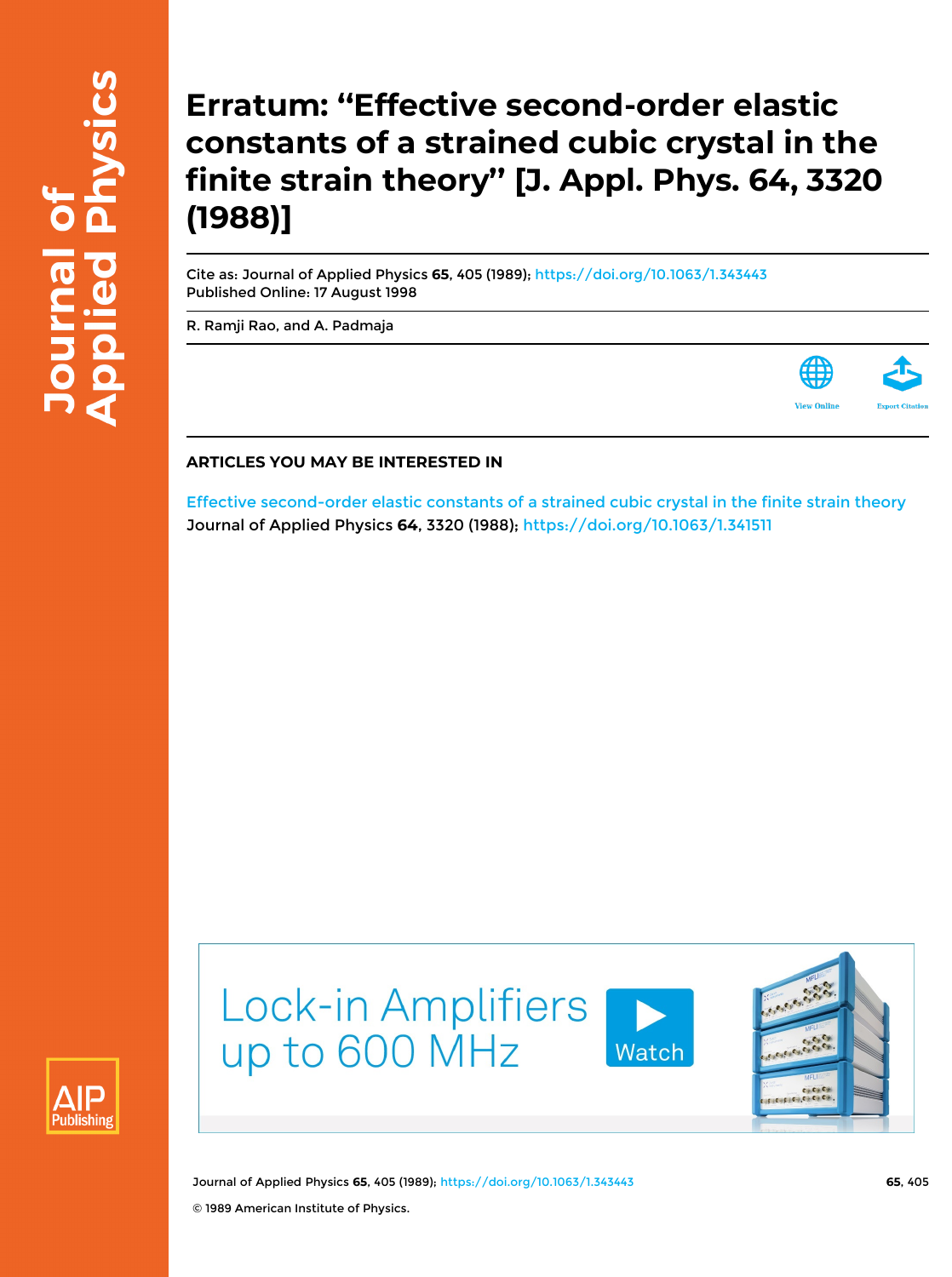# Erratum: "Effective second-order elastic constants of a strained cubic crystal in the finite strain theory" [J. Appl. Phys. 64, 3320 (1988)]

Cite as: Journal of Applied Physics **65**, 405 (1989); https://doi.org/10.1063/1.343443

Published Online: 17 August 1998

R. Ramji Rao, and A. Padmaja

## ARTICLES YOU MAY BE INTERESTED IN

Effective second-order elastic constants of a strained cubic crystal in the finite strain theory

Journal of Applied Physics **64**, 3320 (1988); https://doi.org/10.1063/1.341511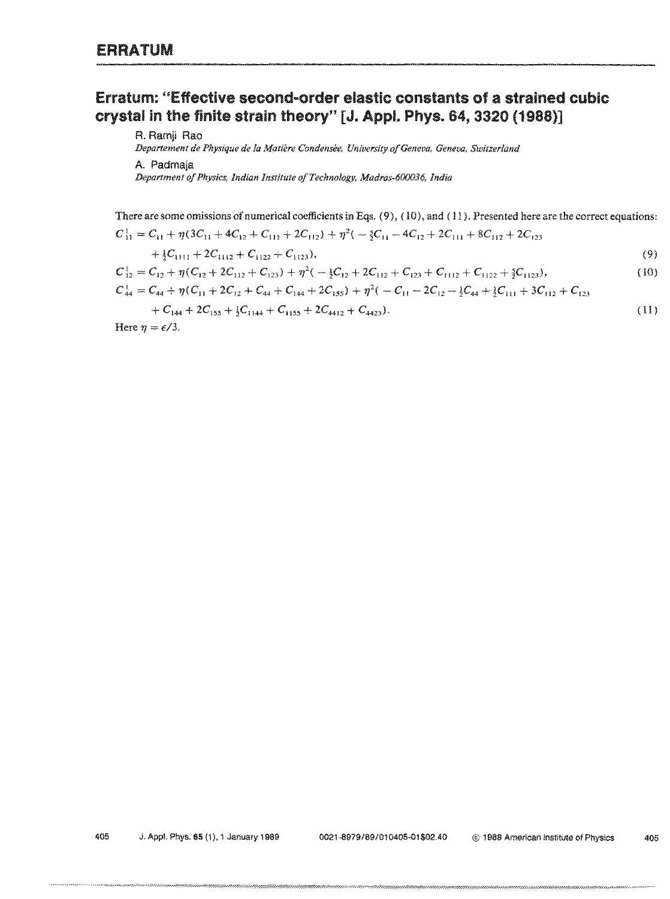# ERRATUM

## Erratum: "Effective second-order elastic constants of a strained cubic crystal in the finite strain theory" [J. Appl. Phys. 64, 3320 (1988)]

R. Ramji Rao

*Departement de Physique de la Matière Condensée, University of Geneva, Geneva, Switzerland*

A. Padmaja

*Department of Physics, Indian Institute of Technology, Madras-600036, India*

There are some omissions of numerical coefficients in Eqs. (9), (10), and (11). Presented here are the correct equations:

$$C_{11}^{1} = C_{11} + \eta(3C_{11} + 4C_{12} + C_{111} + 2C_{112}) + \eta^2(-\tfrac{5}{2}C_{11} - 4C_{12} + 2C_{111} + 8C_{112} + 2C_{123} + \tfrac{1}{2}C_{1111} + 2C_{1112} + C_{1122} + C_{1123}), \tag{9}$$

$$C_{12}^{1} = C_{12} + \eta(C_{12} + 2C_{112} + C_{123}) + \eta^2(-\tfrac{1}{2}C_{12} + 2C_{112} + C_{123} + C_{1112} + C_{1122} + \tfrac{3}{2}C_{1123}), \tag{10}$$

$$C_{44}^{1} = C_{44} + \eta(C_{11} + 2C_{12} + C_{44} + C_{144} + 2C_{155}) + \eta^2(-C_{11} - 2C_{12} - \tfrac{1}{2}C_{44} + \tfrac{1}{2}C_{111} + 3C_{112} + C_{123} + C_{144} + 2C_{155} + \tfrac{1}{2}C_{1144} + C_{1155} + 2C_{4412} + C_{4423}). \tag{11}$$

Here $\eta = \epsilon/3$.

0021-8979/89/010405-01$02.40 © 1988 American Institute of Physics